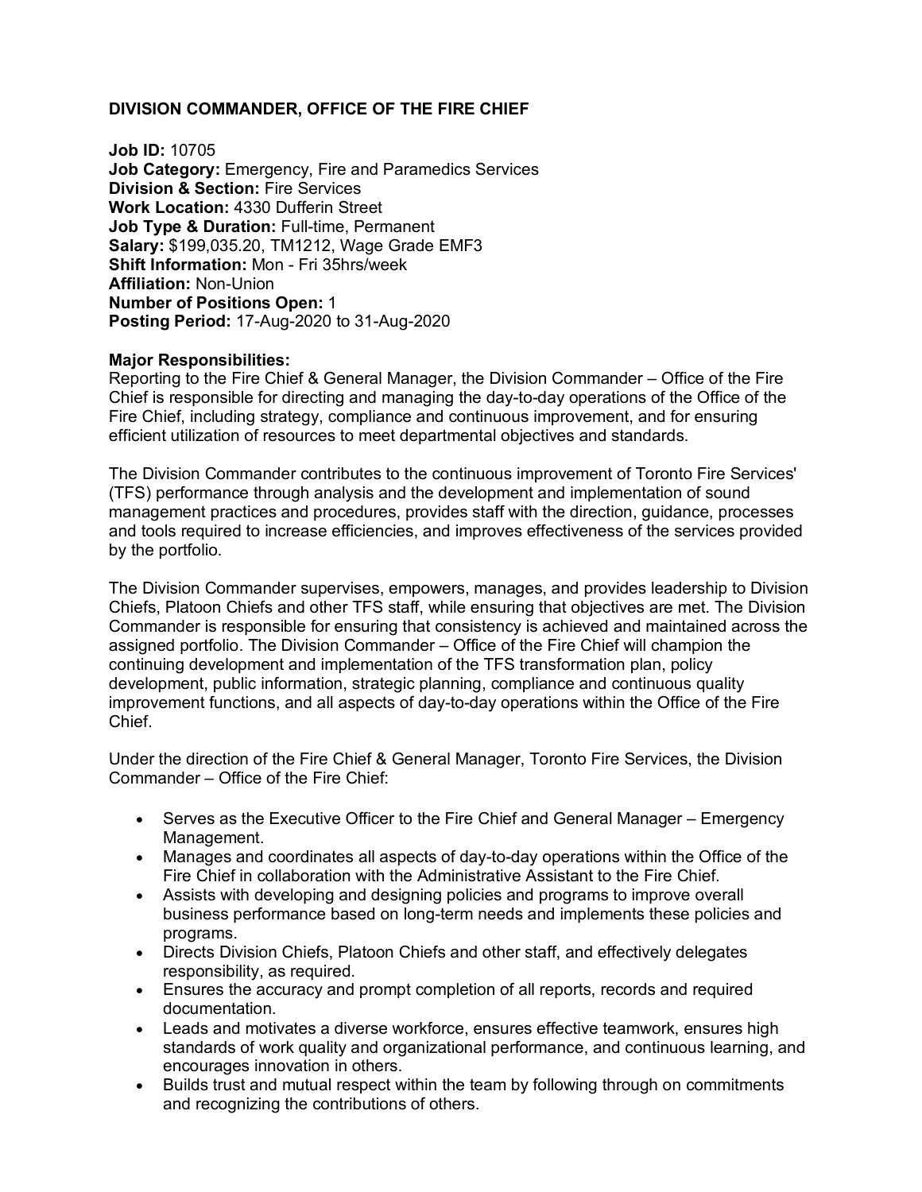# DIVISION COMMANDER, OFFICE OF THE FIRE CHIEF

**Job ID:** 10705
**Job Category:** Emergency, Fire and Paramedics Services
**Division & Section:** Fire Services
**Work Location:** 4330 Dufferin Street
**Job Type & Duration:** Full-time, Permanent
**Salary:** $199,035.20, TM1212, Wage Grade EMF3
**Shift Information:** Mon - Fri 35hrs/week
**Affiliation:** Non-Union
**Number of Positions Open:** 1
**Posting Period:** 17-Aug-2020 to 31-Aug-2020

**Major Responsibilities:**
Reporting to the Fire Chief & General Manager, the Division Commander – Office of the Fire Chief is responsible for directing and managing the day-to-day operations of the Office of the Fire Chief, including strategy, compliance and continuous improvement, and for ensuring efficient utilization of resources to meet departmental objectives and standards.

The Division Commander contributes to the continuous improvement of Toronto Fire Services' (TFS) performance through analysis and the development and implementation of sound management practices and procedures, provides staff with the direction, guidance, processes and tools required to increase efficiencies, and improves effectiveness of the services provided by the portfolio.

The Division Commander supervises, empowers, manages, and provides leadership to Division Chiefs, Platoon Chiefs and other TFS staff, while ensuring that objectives are met. The Division Commander is responsible for ensuring that consistency is achieved and maintained across the assigned portfolio. The Division Commander – Office of the Fire Chief will champion the continuing development and implementation of the TFS transformation plan, policy development, public information, strategic planning, compliance and continuous quality improvement functions, and all aspects of day-to-day operations within the Office of the Fire Chief.

Under the direction of the Fire Chief & General Manager, Toronto Fire Services, the Division Commander – Office of the Fire Chief:

- Serves as the Executive Officer to the Fire Chief and General Manager – Emergency Management.
- Manages and coordinates all aspects of day-to-day operations within the Office of the Fire Chief in collaboration with the Administrative Assistant to the Fire Chief.
- Assists with developing and designing policies and programs to improve overall business performance based on long-term needs and implements these policies and programs.
- Directs Division Chiefs, Platoon Chiefs and other staff, and effectively delegates responsibility, as required.
- Ensures the accuracy and prompt completion of all reports, records and required documentation.
- Leads and motivates a diverse workforce, ensures effective teamwork, ensures high standards of work quality and organizational performance, and continuous learning, and encourages innovation in others.
- Builds trust and mutual respect within the team by following through on commitments and recognizing the contributions of others.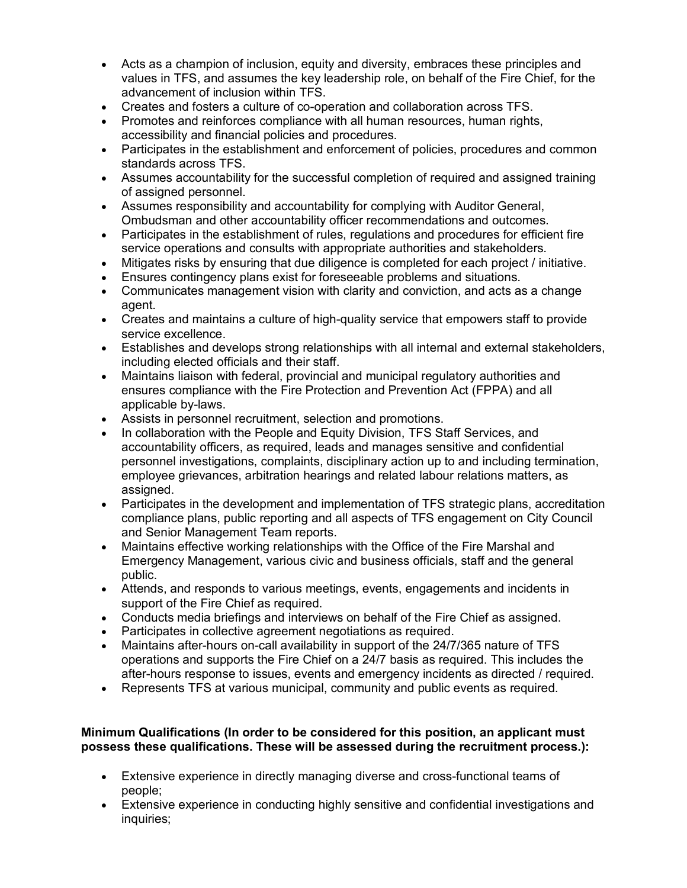- Acts as a champion of inclusion, equity and diversity, embraces these principles and values in TFS, and assumes the key leadership role, on behalf of the Fire Chief, for the advancement of inclusion within TFS.
- Creates and fosters a culture of co-operation and collaboration across TFS.
- Promotes and reinforces compliance with all human resources, human rights, accessibility and financial policies and procedures.
- Participates in the establishment and enforcement of policies, procedures and common standards across TFS.
- Assumes accountability for the successful completion of required and assigned training of assigned personnel.
- Assumes responsibility and accountability for complying with Auditor General, Ombudsman and other accountability officer recommendations and outcomes.
- Participates in the establishment of rules, regulations and procedures for efficient fire service operations and consults with appropriate authorities and stakeholders.
- Mitigates risks by ensuring that due diligence is completed for each project / initiative.
- Ensures contingency plans exist for foreseeable problems and situations.
- Communicates management vision with clarity and conviction, and acts as a change agent.
- Creates and maintains a culture of high-quality service that empowers staff to provide service excellence.
- Establishes and develops strong relationships with all internal and external stakeholders, including elected officials and their staff.
- Maintains liaison with federal, provincial and municipal regulatory authorities and ensures compliance with the Fire Protection and Prevention Act (FPPA) and all applicable by-laws.
- Assists in personnel recruitment, selection and promotions.
- In collaboration with the People and Equity Division, TFS Staff Services, and accountability officers, as required, leads and manages sensitive and confidential personnel investigations, complaints, disciplinary action up to and including termination, employee grievances, arbitration hearings and related labour relations matters, as assigned.
- Participates in the development and implementation of TFS strategic plans, accreditation compliance plans, public reporting and all aspects of TFS engagement on City Council and Senior Management Team reports.
- Maintains effective working relationships with the Office of the Fire Marshal and Emergency Management, various civic and business officials, staff and the general public.
- Attends, and responds to various meetings, events, engagements and incidents in support of the Fire Chief as required.
- Conducts media briefings and interviews on behalf of the Fire Chief as assigned.
- Participates in collective agreement negotiations as required.
- Maintains after-hours on-call availability in support of the 24/7/365 nature of TFS operations and supports the Fire Chief on a 24/7 basis as required. This includes the after-hours response to issues, events and emergency incidents as directed / required.
- Represents TFS at various municipal, community and public events as required.

**Minimum Qualifications (In order to be considered for this position, an applicant must possess these qualifications. These will be assessed during the recruitment process.):**

- Extensive experience in directly managing diverse and cross-functional teams of people;
- Extensive experience in conducting highly sensitive and confidential investigations and inquiries;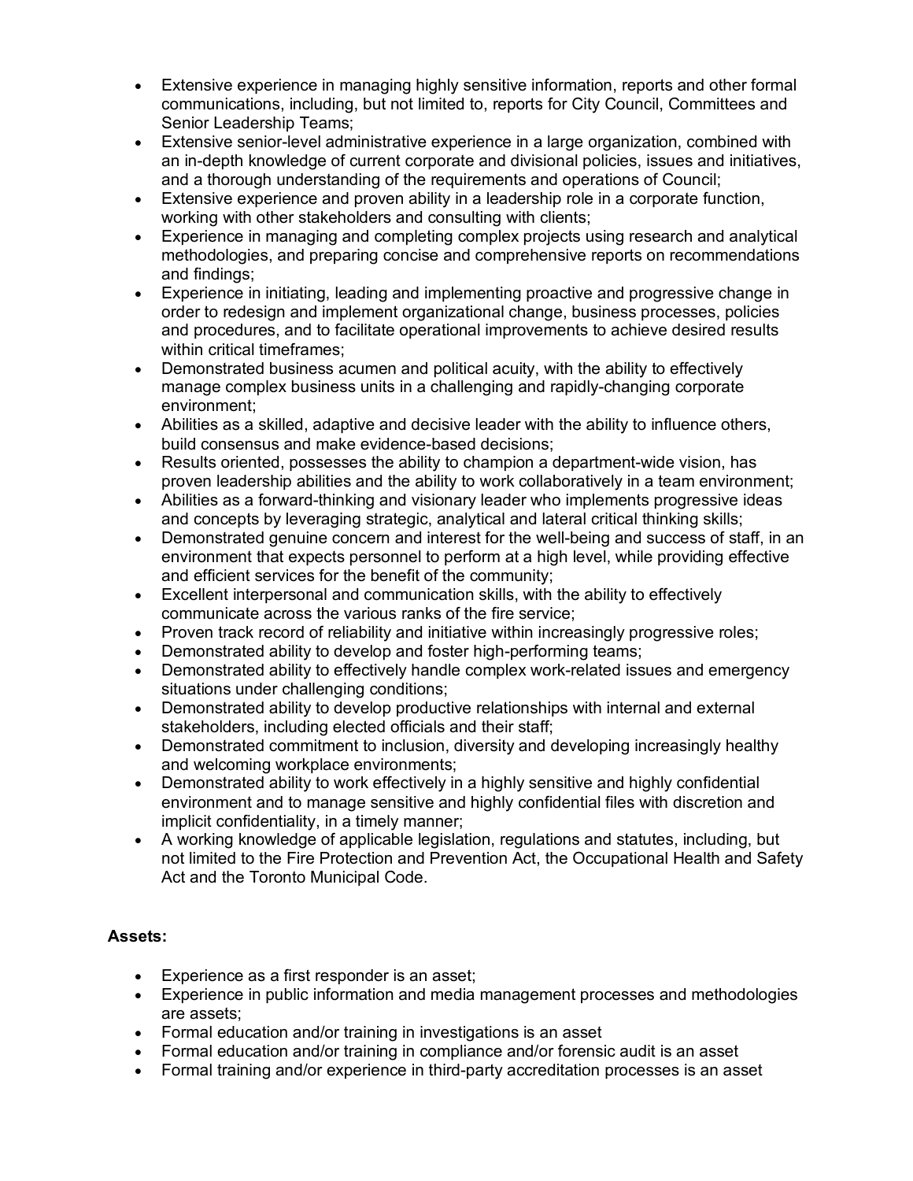- Extensive experience in managing highly sensitive information, reports and other formal communications, including, but not limited to, reports for City Council, Committees and Senior Leadership Teams;
- Extensive senior-level administrative experience in a large organization, combined with an in-depth knowledge of current corporate and divisional policies, issues and initiatives, and a thorough understanding of the requirements and operations of Council;
- Extensive experience and proven ability in a leadership role in a corporate function, working with other stakeholders and consulting with clients;
- Experience in managing and completing complex projects using research and analytical methodologies, and preparing concise and comprehensive reports on recommendations and findings;
- Experience in initiating, leading and implementing proactive and progressive change in order to redesign and implement organizational change, business processes, policies and procedures, and to facilitate operational improvements to achieve desired results within critical timeframes;
- Demonstrated business acumen and political acuity, with the ability to effectively manage complex business units in a challenging and rapidly-changing corporate environment;
- Abilities as a skilled, adaptive and decisive leader with the ability to influence others, build consensus and make evidence-based decisions;
- Results oriented, possesses the ability to champion a department-wide vision, has proven leadership abilities and the ability to work collaboratively in a team environment;
- Abilities as a forward-thinking and visionary leader who implements progressive ideas and concepts by leveraging strategic, analytical and lateral critical thinking skills;
- Demonstrated genuine concern and interest for the well-being and success of staff, in an environment that expects personnel to perform at a high level, while providing effective and efficient services for the benefit of the community;
- Excellent interpersonal and communication skills, with the ability to effectively communicate across the various ranks of the fire service;
- Proven track record of reliability and initiative within increasingly progressive roles;
- Demonstrated ability to develop and foster high-performing teams;
- Demonstrated ability to effectively handle complex work-related issues and emergency situations under challenging conditions;
- Demonstrated ability to develop productive relationships with internal and external stakeholders, including elected officials and their staff;
- Demonstrated commitment to inclusion, diversity and developing increasingly healthy and welcoming workplace environments;
- Demonstrated ability to work effectively in a highly sensitive and highly confidential environment and to manage sensitive and highly confidential files with discretion and implicit confidentiality, in a timely manner;
- A working knowledge of applicable legislation, regulations and statutes, including, but not limited to the Fire Protection and Prevention Act, the Occupational Health and Safety Act and the Toronto Municipal Code.

**Assets:**

- Experience as a first responder is an asset;
- Experience in public information and media management processes and methodologies are assets;
- Formal education and/or training in investigations is an asset
- Formal education and/or training in compliance and/or forensic audit is an asset
- Formal training and/or experience in third-party accreditation processes is an asset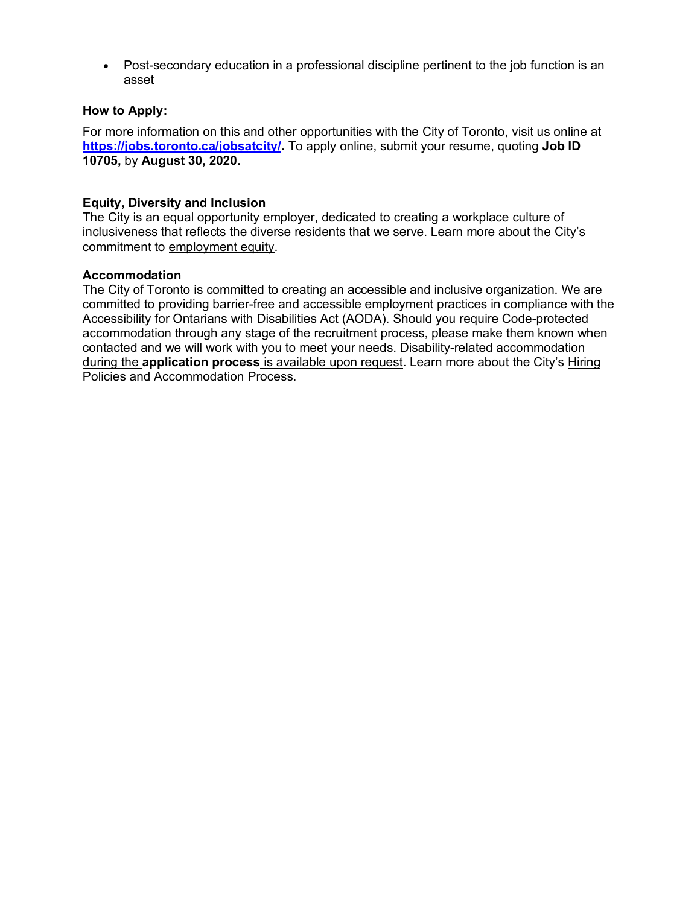- Post-secondary education in a professional discipline pertinent to the job function is an asset

**How to Apply:**

For more information on this and other opportunities with the City of Toronto, visit us online at **https://jobs.toronto.ca/jobsatcity/.** To apply online, submit your resume, quoting **Job ID 10705,** by **August 30, 2020.**

**Equity, Diversity and Inclusion**
The City is an equal opportunity employer, dedicated to creating a workplace culture of inclusiveness that reflects the diverse residents that we serve. Learn more about the City's commitment to employment equity.

**Accommodation**
The City of Toronto is committed to creating an accessible and inclusive organization. We are committed to providing barrier-free and accessible employment practices in compliance with the Accessibility for Ontarians with Disabilities Act (AODA). Should you require Code-protected accommodation through any stage of the recruitment process, please make them known when contacted and we will work with you to meet your needs. Disability-related accommodation during the **application process** is available upon request. Learn more about the City's Hiring Policies and Accommodation Process.